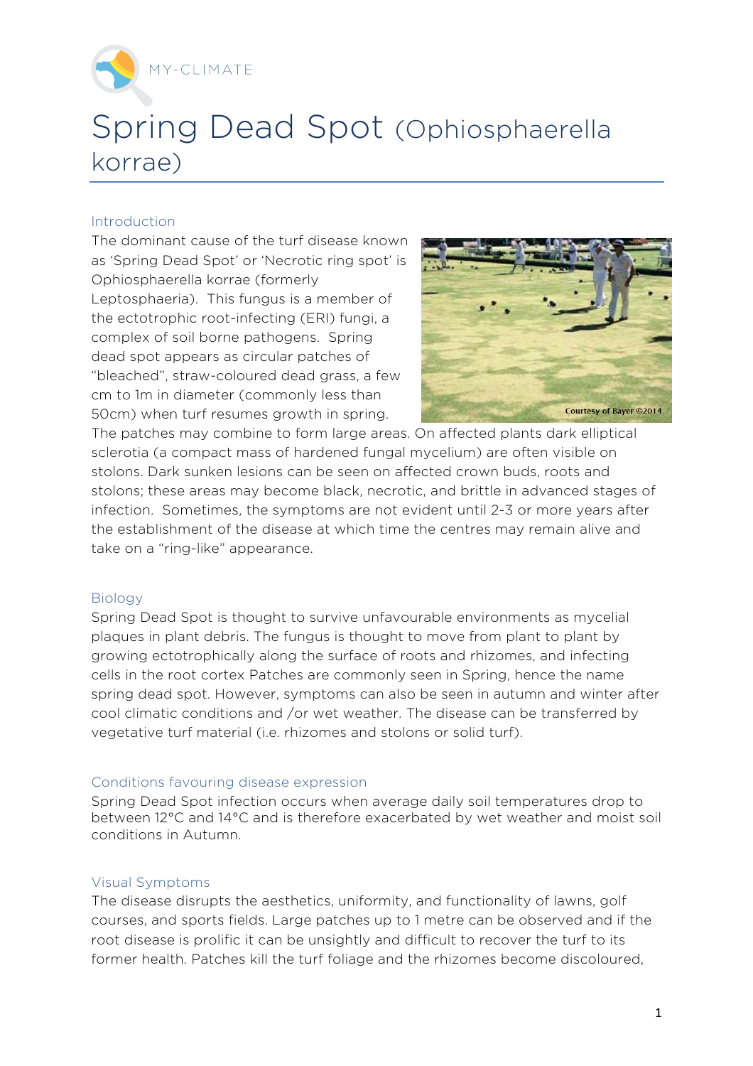MY-CLIMATE

# Spring Dead Spot (Ophiosphaerella korrae)

## Introduction

The dominant cause of the turf disease known as 'Spring Dead Spot' or 'Necrotic ring spot' is Ophiosphaerella korrae (formerly Leptosphaeria). This fungus is a member of the ectotrophic root-infecting (ERI) fungi, a complex of soil borne pathogens. Spring dead spot appears as circular patches of "bleached", straw-coloured dead grass, a few cm to 1m in diameter (commonly less than 50cm) when turf resumes growth in spring. The patches may combine to form large areas. On affected plants dark elliptical sclerotia (a compact mass of hardened fungal mycelium) are often visible on stolons. Dark sunken lesions can be seen on affected crown buds, roots and stolons; these areas may become black, necrotic, and brittle in advanced stages of infection. Sometimes, the symptoms are not evident until 2-3 or more years after the establishment of the disease at which time the centres may remain alive and take on a "ring-like" appearance.

Courtesy of Bayer ©2014

## Biology

Spring Dead Spot is thought to survive unfavourable environments as mycelial plaques in plant debris. The fungus is thought to move from plant to plant by growing ectotrophically along the surface of roots and rhizomes, and infecting cells in the root cortex Patches are commonly seen in Spring, hence the name spring dead spot. However, symptoms can also be seen in autumn and winter after cool climatic conditions and /or wet weather. The disease can be transferred by vegetative turf material (i.e. rhizomes and stolons or solid turf).

## Conditions favouring disease expression

Spring Dead Spot infection occurs when average daily soil temperatures drop to between 12°C and 14°C and is therefore exacerbated by wet weather and moist soil conditions in Autumn.

## Visual Symptoms

The disease disrupts the aesthetics, uniformity, and functionality of lawns, golf courses, and sports fields. Large patches up to 1 metre can be observed and if the root disease is prolific it can be unsightly and difficult to recover the turf to its former health. Patches kill the turf foliage and the rhizomes become discoloured,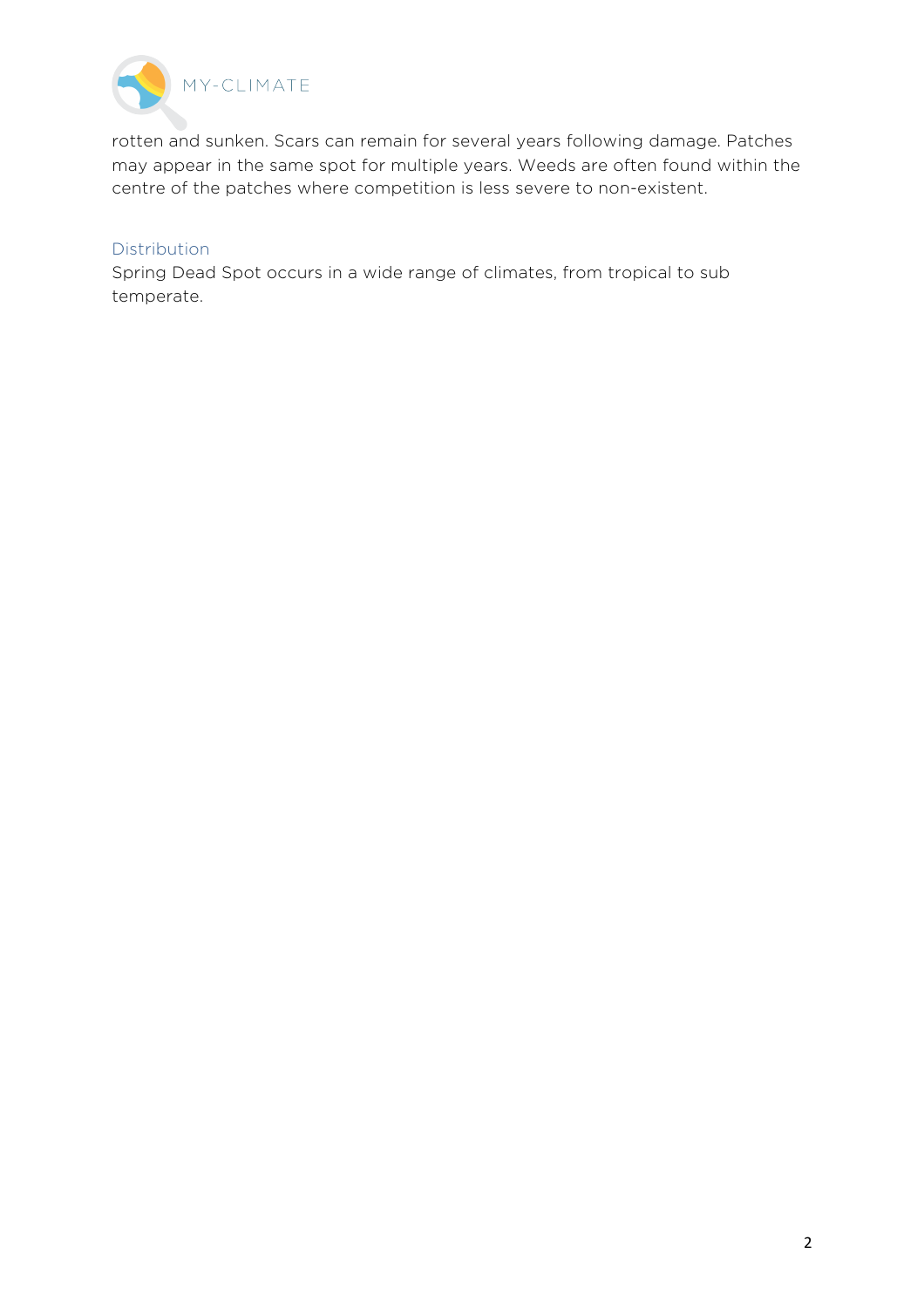rotten and sunken. Scars can remain for several years following damage. Patches may appear in the same spot for multiple years. Weeds are often found within the centre of the patches where competition is less severe to non-existent.

## Distribution

Spring Dead Spot occurs in a wide range of climates, from tropical to sub temperate.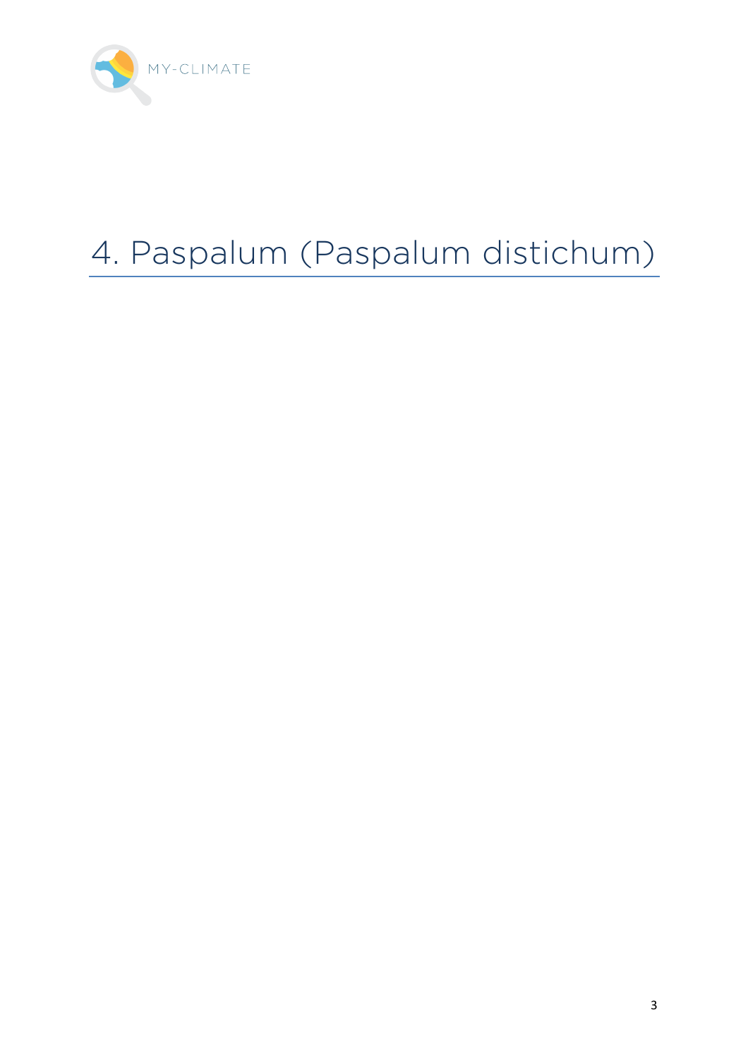# 4. Paspalum (Paspalum distichum)